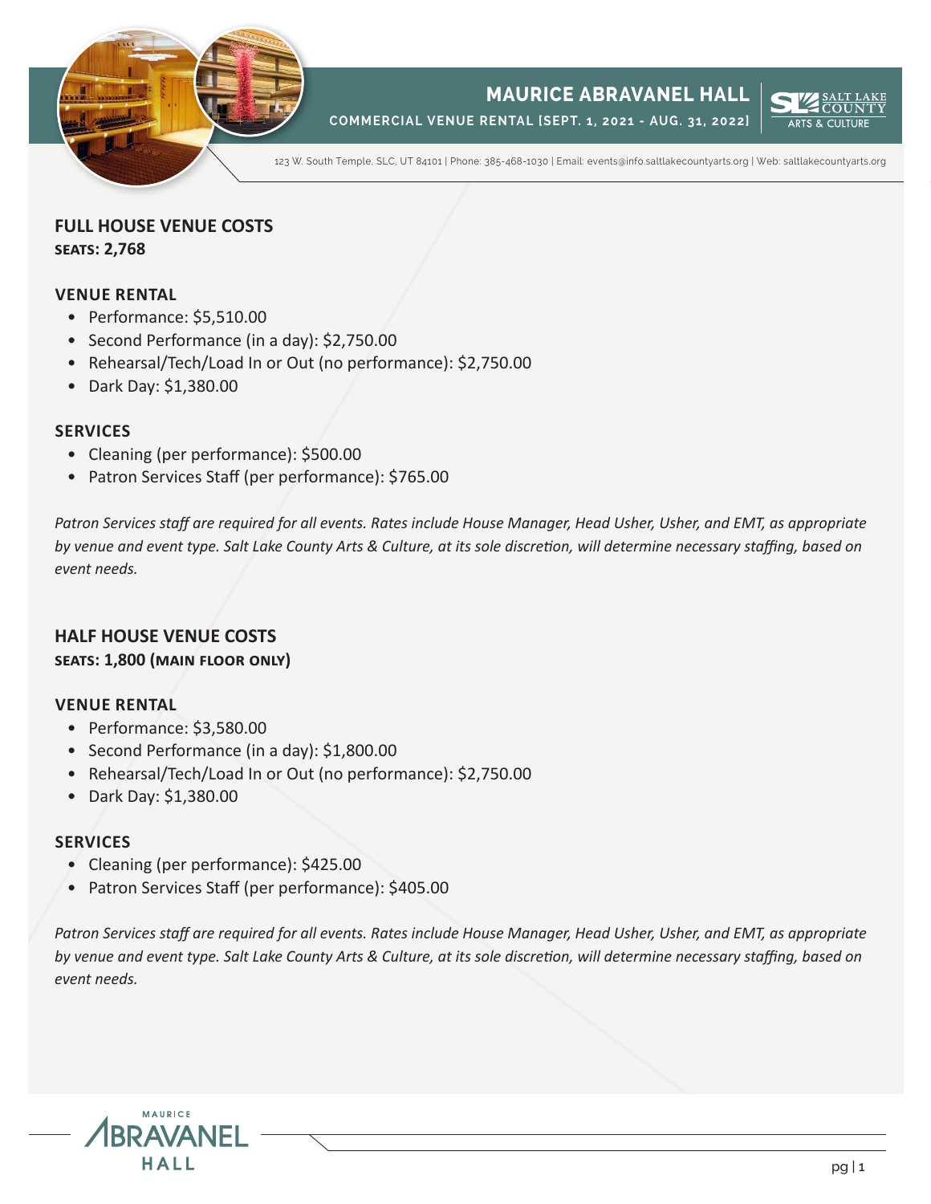# MAURICE ABRAVANEL HALL

**COMMERCIAL VENUE RENTAL [SEPT. 1, 2021 - AUG. 31, 2022]**

123 W. South Temple, SLC, UT 84101 | Phone: 385-468-1030 | Email: events@info.saltlakecountyarts.org | Web: saltlakecountyarts.org

## FULL HOUSE VENUE COSTS

**SEATS: 2,768**

### VENUE RENTAL

- Performance: $5,510.00
- Second Performance (in a day): $2,750.00
- Rehearsal/Tech/Load In or Out (no performance): $2,750.00
- Dark Day: $1,380.00

### SERVICES

- Cleaning (per performance): $500.00
- Patron Services Staff (per performance): $765.00

*Patron Services staff are required for all events. Rates include House Manager, Head Usher, Usher, and EMT, as appropriate by venue and event type. Salt Lake County Arts & Culture, at its sole discretion, will determine necessary staffing, based on event needs.*

## HALF HOUSE VENUE COSTS

**SEATS: 1,800 (MAIN FLOOR ONLY)**

### VENUE RENTAL

- Performance: $3,580.00
- Second Performance (in a day): $1,800.00
- Rehearsal/Tech/Load In or Out (no performance): $2,750.00
- Dark Day: $1,380.00

### SERVICES

- Cleaning (per performance): $425.00
- Patron Services Staff (per performance): $405.00

*Patron Services staff are required for all events. Rates include House Manager, Head Usher, Usher, and EMT, as appropriate by venue and event type. Salt Lake County Arts & Culture, at its sole discretion, will determine necessary staffing, based on event needs.*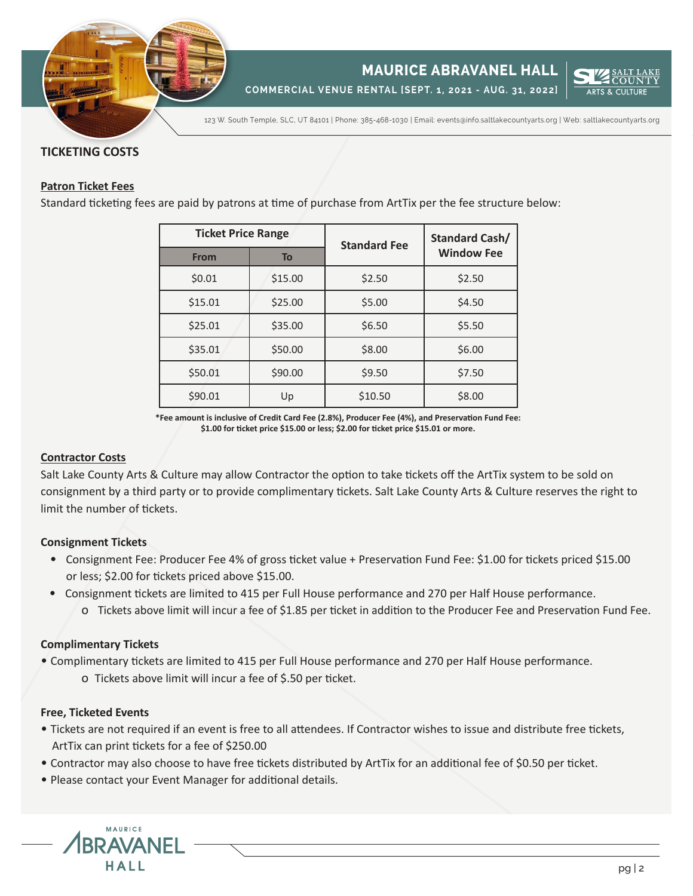## TICKETING COSTS

### Patron Ticket Fees

Standard ticketing fees are paid by patrons at time of purchase from ArtTix per the fee structure below:

| Ticket Price Range | | Standard Fee | Standard Cash/ Window Fee |
|---|---|---|---|
| From | To | | |
| $0.01 | $15.00 | $2.50 | $2.50 |
| $15.01 | $25.00 | $5.00 | $4.50 |
| $25.01 | $35.00 | $6.50 | $5.50 |
| $35.01 | $50.00 | $8.00 | $6.00 |
| $50.01 | $90.00 | $9.50 | $7.50 |
| $90.01 | Up | $10.50 | $8.00 |

**\*Fee amount is inclusive of Credit Card Fee (2.8%), Producer Fee (4%), and Preservation Fund Fee: $1.00 for ticket price $15.00 or less; $2.00 for ticket price $15.01 or more.**

### Contractor Costs

Salt Lake County Arts & Culture may allow Contractor the option to take tickets off the ArtTix system to be sold on consignment by a third party or to provide complimentary tickets. Salt Lake County Arts & Culture reserves the right to limit the number of tickets.

#### Consignment Tickets

- Consignment Fee: Producer Fee 4% of gross ticket value + Preservation Fund Fee: $1.00 for tickets priced $15.00 or less; $2.00 for tickets priced above $15.00.
- Consignment tickets are limited to 415 per Full House performance and 270 per Half House performance.
  - Tickets above limit will incur a fee of $1.85 per ticket in addition to the Producer Fee and Preservation Fund Fee.

#### Complimentary Tickets

- Complimentary tickets are limited to 415 per Full House performance and 270 per Half House performance.
  - Tickets above limit will incur a fee of $.50 per ticket.

#### Free, Ticketed Events

- Tickets are not required if an event is free to all attendees. If Contractor wishes to issue and distribute free tickets, ArtTix can print tickets for a fee of $250.00
- Contractor may also choose to have free tickets distributed by ArtTix for an additional fee of $0.50 per ticket.
- Please contact your Event Manager for additional details.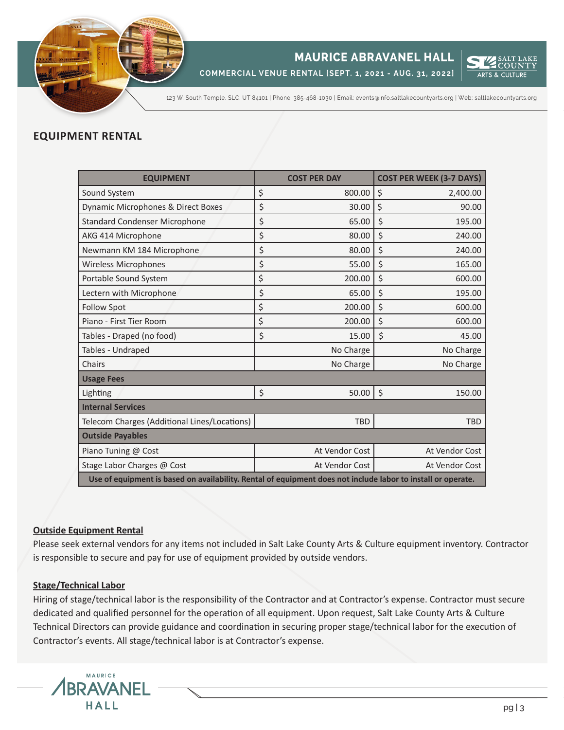# MAURICE ABRAVANEL HALL

**COMMERCIAL VENUE RENTAL [SEPT. 1, 2021 - AUG. 31, 2022]**

123 W. South Temple, SLC, UT 84101 | Phone: 385-468-1030 | Email: events@info.saltlakecountyarts.org | Web: saltlakecountyarts.org

## EQUIPMENT RENTAL

| EQUIPMENT | COST PER DAY | COST PER WEEK (3-7 DAYS) |
|---|---|---|
| Sound System | $ 800.00 | $ 2,400.00 |
| Dynamic Microphones & Direct Boxes | $ 30.00 | $ 90.00 |
| Standard Condenser Microphone | $ 65.00 | $ 195.00 |
| AKG 414 Microphone | $ 80.00 | $ 240.00 |
| Newmann KM 184 Microphone | $ 80.00 | $ 240.00 |
| Wireless Microphones | $ 55.00 | $ 165.00 |
| Portable Sound System | $ 200.00 | $ 600.00 |
| Lectern with Microphone | $ 65.00 | $ 195.00 |
| Follow Spot | $ 200.00 | $ 600.00 |
| Piano - First Tier Room | $ 200.00 | $ 600.00 |
| Tables - Draped (no food) | $ 15.00 | $ 45.00 |
| Tables - Undraped | No Charge | No Charge |
| Chairs | No Charge | No Charge |
| **Usage Fees** | | |
| Lighting | $ 50.00 | $ 150.00 |
| **Internal Services** | | |
| Telecom Charges (Additional Lines/Locations) | TBD | TBD |
| **Outside Payables** | | |
| Piano Tuning @ Cost | At Vendor Cost | At Vendor Cost |
| Stage Labor Charges @ Cost | At Vendor Cost | At Vendor Cost |
| **Use of equipment is based on availability. Rental of equipment does not include labor to install or operate.** | | |

**Outside Equipment Rental**

Please seek external vendors for any items not included in Salt Lake County Arts & Culture equipment inventory. Contractor is responsible to secure and pay for use of equipment provided by outside vendors.

**Stage/Technical Labor**

Hiring of stage/technical labor is the responsibility of the Contractor and at Contractor's expense. Contractor must secure dedicated and qualified personnel for the operation of all equipment. Upon request, Salt Lake County Arts & Culture Technical Directors can provide guidance and coordination in securing proper stage/technical labor for the execution of Contractor's events. All stage/technical labor is at Contractor's expense.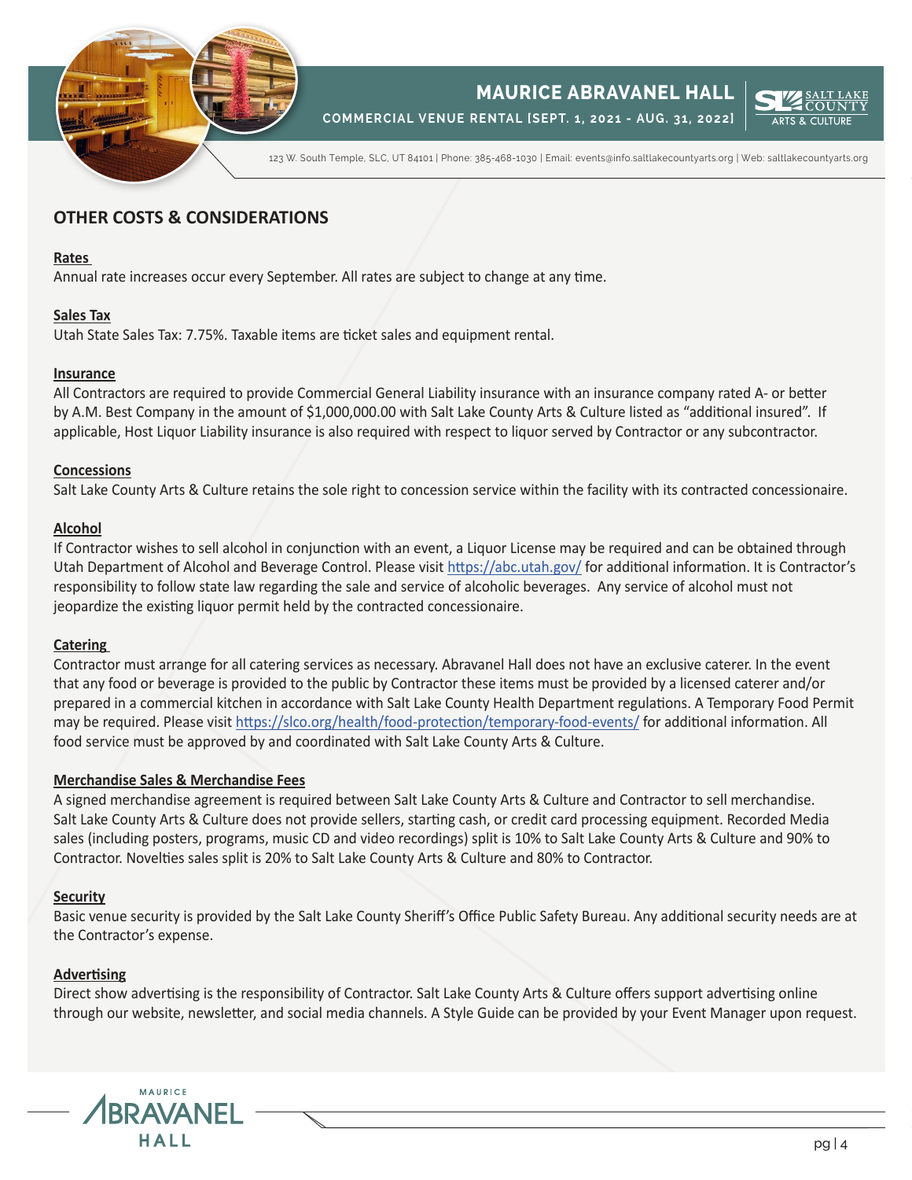# OTHER COSTS & CONSIDERATIONS

**Rates**

Annual rate increases occur every September. All rates are subject to change at any time.

**Sales Tax**

Utah State Sales Tax: 7.75%. Taxable items are ticket sales and equipment rental.

**Insurance**

All Contractors are required to provide Commercial General Liability insurance with an insurance company rated A- or better by A.M. Best Company in the amount of $1,000,000.00 with Salt Lake County Arts & Culture listed as "additional insured". If applicable, Host Liquor Liability insurance is also required with respect to liquor served by Contractor or any subcontractor.

**Concessions**

Salt Lake County Arts & Culture retains the sole right to concession service within the facility with its contracted concessionaire.

**Alcohol**

If Contractor wishes to sell alcohol in conjunction with an event, a Liquor License may be required and can be obtained through Utah Department of Alcohol and Beverage Control. Please visit https://abc.utah.gov/ for additional information. It is Contractor's responsibility to follow state law regarding the sale and service of alcoholic beverages. Any service of alcohol must not jeopardize the existing liquor permit held by the contracted concessionaire.

**Catering**

Contractor must arrange for all catering services as necessary. Abravanel Hall does not have an exclusive caterer. In the event that any food or beverage is provided to the public by Contractor these items must be provided by a licensed caterer and/or prepared in a commercial kitchen in accordance with Salt Lake County Health Department regulations. A Temporary Food Permit may be required. Please visit https://slco.org/health/food-protection/temporary-food-events/ for additional information. All food service must be approved by and coordinated with Salt Lake County Arts & Culture.

**Merchandise Sales & Merchandise Fees**

A signed merchandise agreement is required between Salt Lake County Arts & Culture and Contractor to sell merchandise. Salt Lake County Arts & Culture does not provide sellers, starting cash, or credit card processing equipment. Recorded Media sales (including posters, programs, music CD and video recordings) split is 10% to Salt Lake County Arts & Culture and 90% to Contractor. Novelties sales split is 20% to Salt Lake County Arts & Culture and 80% to Contractor.

**Security**

Basic venue security is provided by the Salt Lake County Sheriff's Office Public Safety Bureau. Any additional security needs are at the Contractor's expense.

**Advertising**

Direct show advertising is the responsibility of Contractor. Salt Lake County Arts & Culture offers support advertising online through our website, newsletter, and social media channels. A Style Guide can be provided by your Event Manager upon request.